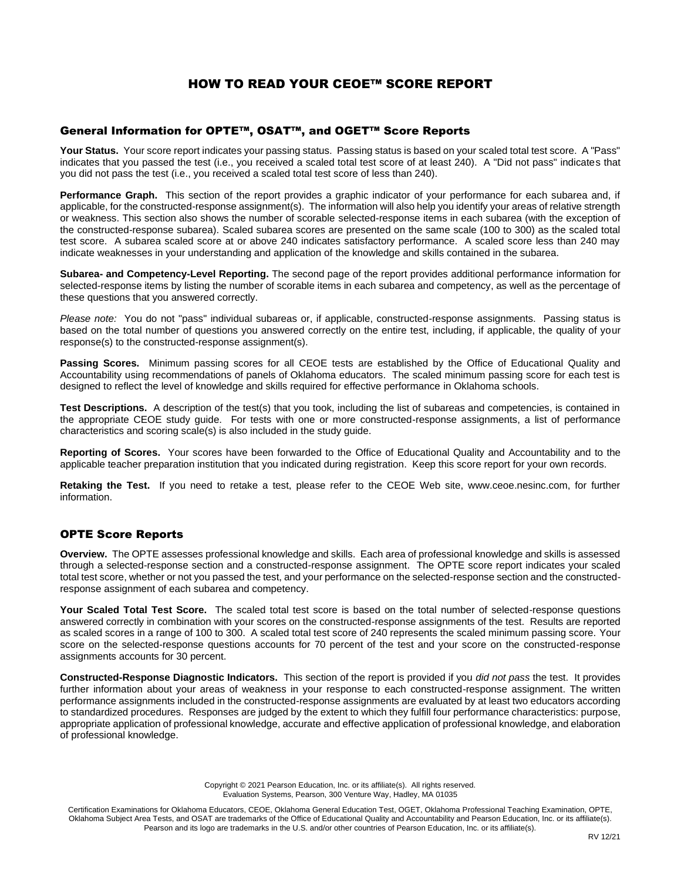# HOW TO READ YOUR CEOE™ SCORE REPORT

## General Information for OPTE™, OSAT™, and OGET™ Score Reports

**Your Status.** Your score report indicates your passing status. Passing status is based on your scaled total test score. A "Pass" indicates that you passed the test (i.e., you received a scaled total test score of at least 240). A "Did not pass" indicates that you did not pass the test (i.e., you received a scaled total test score of less than 240).

**Performance Graph.** This section of the report provides a graphic indicator of your performance for each subarea and, if applicable, for the constructed-response assignment(s). The information will also help you identify your areas of relative strength or weakness. This section also shows the number of scorable selected-response items in each subarea (with the exception of the constructed-response subarea). Scaled subarea scores are presented on the same scale (100 to 300) as the scaled total test score. A subarea scaled score at or above 240 indicates satisfactory performance. A scaled score less than 240 may indicate weaknesses in your understanding and application of the knowledge and skills contained in the subarea.

**Subarea- and Competency-Level Reporting.** The second page of the report provides additional performance information for selected-response items by listing the number of scorable items in each subarea and competency, as well as the percentage of these questions that you answered correctly.

*Please note:* You do not "pass" individual subareas or, if applicable, constructed-response assignments. Passing status is based on the total number of questions you answered correctly on the entire test, including, if applicable, the quality of your response(s) to the constructed-response assignment(s).

**Passing Scores.** Minimum passing scores for all CEOE tests are established by the Office of Educational Quality and Accountability using recommendations of panels of Oklahoma educators. The scaled minimum passing score for each test is designed to reflect the level of knowledge and skills required for effective performance in Oklahoma schools.

**Test Descriptions.** A description of the test(s) that you took, including the list of subareas and competencies, is contained in the appropriate CEOE study guide. For tests with one or more constructed-response assignments, a list of performance characteristics and scoring scale(s) is also included in the study guide.

**Reporting of Scores.** Your scores have been forwarded to the Office of Educational Quality and Accountability and to the applicable teacher preparation institution that you indicated during registration. Keep this score report for your own records.

**Retaking the Test.** If you need to retake a test, please refer to the CEOE Web site, www.ceoe.nesinc.com, for further information.

## OPTE Score Reports

**Overview.** The OPTE assesses professional knowledge and skills. Each area of professional knowledge and skills is assessed through a selected-response section and a constructed-response assignment. The OPTE score report indicates your scaled total test score, whether or not you passed the test, and your performance on the selected-response section and the constructed-response assignment of each subarea and competency.

**Your Scaled Total Test Score.** The scaled total test score is based on the total number of selected-response questions answered correctly in combination with your scores on the constructed-response assignments of the test. Results are reported as scaled scores in a range of 100 to 300. A scaled total test score of 240 represents the scaled minimum passing score. Your score on the selected-response questions accounts for 70 percent of the test and your score on the constructed-response assignments accounts for 30 percent.

**Constructed-Response Diagnostic Indicators.** This section of the report is provided if you *did not pass* the test. It provides further information about your areas of weakness in your response to each constructed-response assignment. The written performance assignments included in the constructed-response assignments are evaluated by at least two educators according to standardized procedures. Responses are judged by the extent to which they fulfill four performance characteristics: purpose, appropriate application of professional knowledge, accurate and effective application of professional knowledge, and elaboration of professional knowledge.

Copyright © 2021 Pearson Education, Inc. or its affiliate(s). All rights reserved.
Evaluation Systems, Pearson, 300 Venture Way, Hadley, MA 01035

Certification Examinations for Oklahoma Educators, CEOE, Oklahoma General Education Test, OGET, Oklahoma Professional Teaching Examination, OPTE, Oklahoma Subject Area Tests, and OSAT are trademarks of the Office of Educational Quality and Accountability and Pearson Education, Inc. or its affiliate(s). Pearson and its logo are trademarks in the U.S. and/or other countries of Pearson Education, Inc. or its affiliate(s).

RV 12/21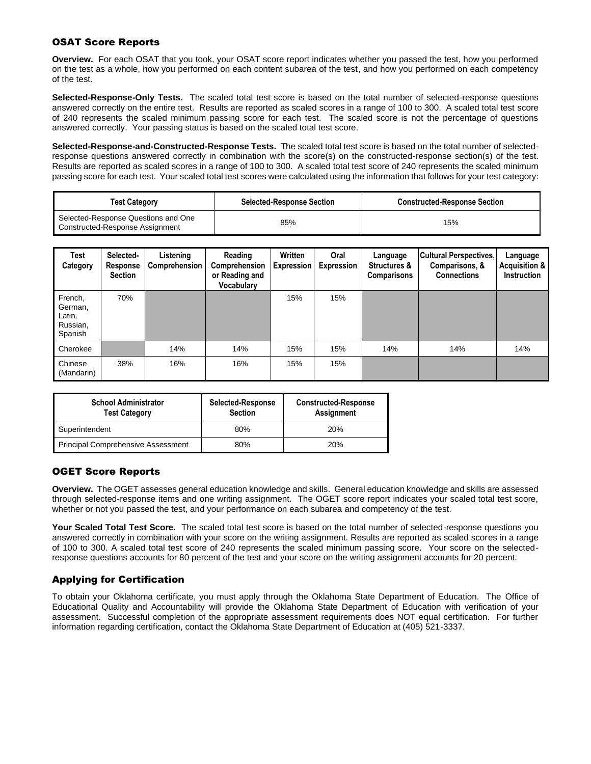## OSAT Score Reports

**Overview.** For each OSAT that you took, your OSAT score report indicates whether you passed the test, how you performed on the test as a whole, how you performed on each content subarea of the test, and how you performed on each competency of the test.

**Selected-Response-Only Tests.** The scaled total test score is based on the total number of selected-response questions answered correctly on the entire test. Results are reported as scaled scores in a range of 100 to 300. A scaled total test score of 240 represents the scaled minimum passing score for each test. The scaled score is not the percentage of questions answered correctly. Your passing status is based on the scaled total test score.

**Selected-Response-and-Constructed-Response Tests.** The scaled total test score is based on the total number of selected-response questions answered correctly in combination with the score(s) on the constructed-response section(s) of the test. Results are reported as scaled scores in a range of 100 to 300. A scaled total test score of 240 represents the scaled minimum passing score for each test. Your scaled total test scores were calculated using the information that follows for your test category:

| Test Category | Selected-Response Section | Constructed-Response Section |
|---|---|---|
| Selected-Response Questions and One Constructed-Response Assignment | 85% | 15% |

| Test Category | Selected-Response Section | Listening Comprehension | Reading Comprehension or Reading and Vocabulary | Written Expression | Oral Expression | Language Structures & Comparisons | Cultural Perspectives, Comparisons, & Connections | Language Acquisition & Instruction |
|---|---|---|---|---|---|---|---|---|
| French, German, Latin, Russian, Spanish | 70% | | | 15% | 15% | | | |
| Cherokee | | 14% | 14% | 15% | 15% | 14% | 14% | 14% |
| Chinese (Mandarin) | 38% | 16% | 16% | 15% | 15% | | | |

| School Administrator Test Category | Selected-Response Section | Constructed-Response Assignment |
|---|---|---|
| Superintendent | 80% | 20% |
| Principal Comprehensive Assessment | 80% | 20% |

## OGET Score Reports

**Overview.** The OGET assesses general education knowledge and skills. General education knowledge and skills are assessed through selected-response items and one writing assignment. The OGET score report indicates your scaled total test score, whether or not you passed the test, and your performance on each subarea and competency of the test.

**Your Scaled Total Test Score.** The scaled total test score is based on the total number of selected-response questions you answered correctly in combination with your score on the writing assignment. Results are reported as scaled scores in a range of 100 to 300. A scaled total test score of 240 represents the scaled minimum passing score. Your score on the selected-response questions accounts for 80 percent of the test and your score on the writing assignment accounts for 20 percent.

## Applying for Certification

To obtain your Oklahoma certificate, you must apply through the Oklahoma State Department of Education. The Office of Educational Quality and Accountability will provide the Oklahoma State Department of Education with verification of your assessment. Successful completion of the appropriate assessment requirements does NOT equal certification. For further information regarding certification, contact the Oklahoma State Department of Education at (405) 521-3337.